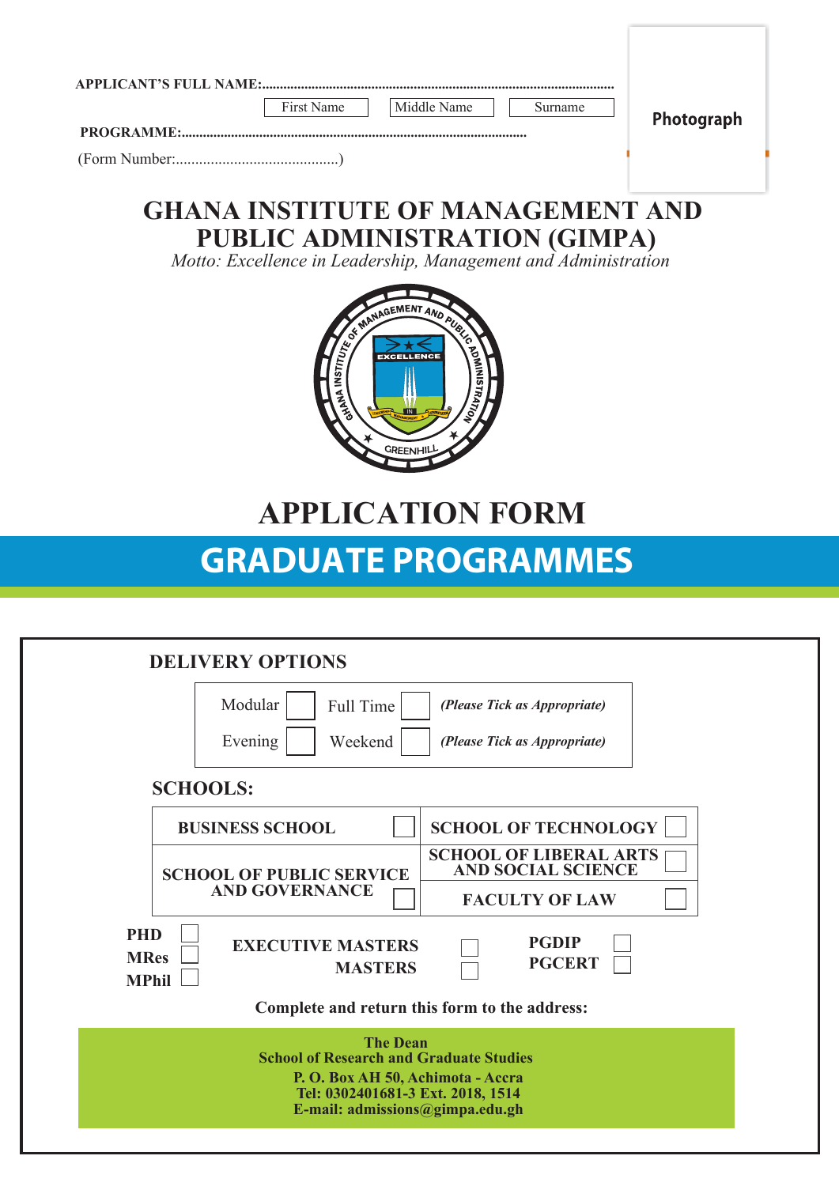**APPLICANT'S FULL NAME:**..................................................................................................

| First Name | Middle Name | Surname |
|---|---|---|

**PROGRAMME:**..................................................................................................

(Form Number:..........................................)

Photograph

# GHANA INSTITUTE OF MANAGEMENT AND PUBLIC ADMINISTRATION (GIMPA)

*Motto: Excellence in Leadership, Management and Administration*

# APPLICATION FORM

## GRADUATE PROGRAMMES

### DELIVERY OPTIONS

| | | | | |
|---|---|---|---|---|
| Modular | ☐ | Full Time | ☐ | *(Please Tick as Appropriate)* |
| Evening | ☐ | Weekend | ☐ | *(Please Tick as Appropriate)* |

### SCHOOLS:

| | | | |
|---|---|---|---|
| **BUSINESS SCHOOL** | ☐ | **SCHOOL OF TECHNOLOGY** | ☐ |
| **SCHOOL OF PUBLIC SERVICE AND GOVERNANCE** | ☐ | **SCHOOL OF LIBERAL ARTS AND SOCIAL SCIENCE** | ☐ |
| | | **FACULTY OF LAW** | ☐ |

**PHD** ☐
**MRes** ☐
**MPhil** ☐

**EXECUTIVE MASTERS** ☐
**MASTERS** ☐

**PGDIP** ☐
**PGCERT** ☐

**Complete and return this form to the address:**

**The Dean**
**School of Research and Graduate Studies**
**P. O. Box AH 50, Achimota - Accra**
**Tel: 0302401681-3 Ext. 2018, 1514**
**E-mail: admissions@gimpa.edu.gh**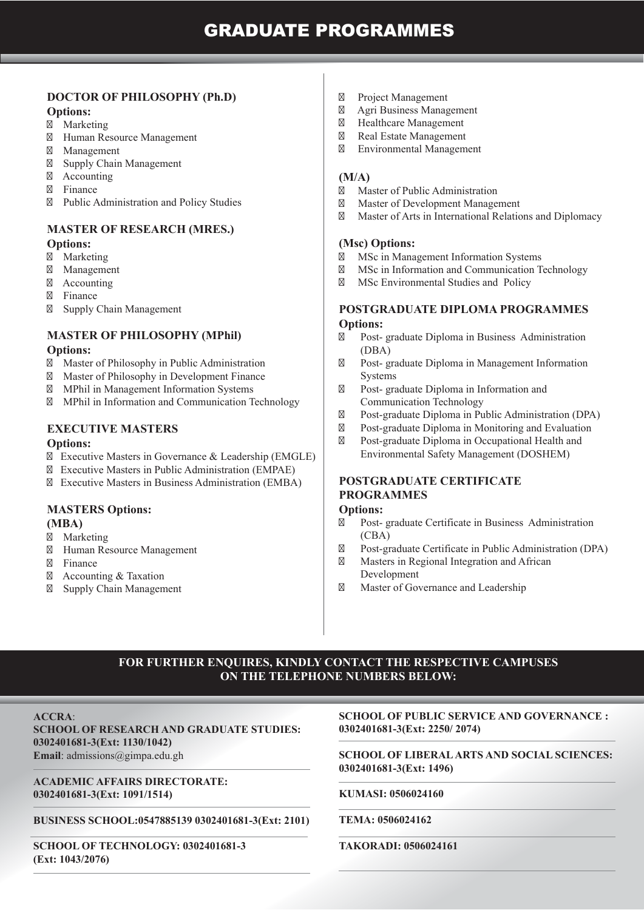# GRADUATE PROGRAMMES

### DOCTOR OF PHILOSOPHY (Ph.D)

**Options:**

- Marketing
- Human Resource Management
- Management
- Supply Chain Management
- Accounting
- Finance
- Public Administration and Policy Studies

### MASTER OF RESEARCH (MRES.)

**Options:**

- Marketing
- Management
- Accounting
- Finance
- Supply Chain Management

### MASTER OF PHILOSOPHY (MPhil)

**Options:**

- Master of Philosophy in Public Administration
- Master of Philosophy in Development Finance
- MPhil in Management Information Systems
- MPhil in Information and Communication Technology

### EXECUTIVE MASTERS

**Options:**

- Executive Masters in Governance & Leadership (EMGLE)
- Executive Masters in Public Administration (EMPAE)
- Executive Masters in Business Administration (EMBA)

### MASTERS Options:

**(MBA)**

- Marketing
- Human Resource Management
- Finance
- Accounting & Taxation
- Supply Chain Management
- Project Management
- Agri Business Management
- Healthcare Management
- Real Estate Management
- Environmental Management

**(M/A)**

- Master of Public Administration
- Master of Development Management
- Master of Arts in International Relations and Diplomacy

**(Msc) Options:**

- MSc in Management Information Systems
- MSc in Information and Communication Technology
- MSc Environmental Studies and Policy

### POSTGRADUATE DIPLOMA PROGRAMMES

**Options:**

- Post- graduate Diploma in Business Administration (DBA)
- Post- graduate Diploma in Management Information Systems
- Post- graduate Diploma in Information and Communication Technology
- Post-graduate Diploma in Public Administration (DPA)
- Post-graduate Diploma in Monitoring and Evaluation
- Post-graduate Diploma in Occupational Health and Environmental Safety Management (DOSHEM)

### POSTGRADUATE CERTIFICATE PROGRAMMES

**Options:**

- Post- graduate Certificate in Business Administration (CBA)
- Post-graduate Certificate in Public Administration (DPA)
- Masters in Regional Integration and African Development
- Master of Governance and Leadership

## FOR FURTHER ENQUIRES, KINDLY CONTACT THE RESPECTIVE CAMPUSES ON THE TELEPHONE NUMBERS BELOW:

**ACCRA**:
**SCHOOL OF RESEARCH AND GRADUATE STUDIES: 0302401681-3(Ext: 1130/1042)**
**Email**: admissions@gimpa.edu.gh

**ACADEMIC AFFAIRS DIRECTORATE: 0302401681-3(Ext: 1091/1514)**

**BUSINESS SCHOOL:0547885139 0302401681-3(Ext: 2101)**

**SCHOOL OF TECHNOLOGY: 0302401681-3 (Ext: 1043/2076)**

**SCHOOL OF PUBLIC SERVICE AND GOVERNANCE : 0302401681-3(Ext: 2250/ 2074)**

**SCHOOL OF LIBERAL ARTS AND SOCIAL SCIENCES: 0302401681-3(Ext: 1496)**

**KUMASI: 0506024160**

**TEMA: 0506024162**

**TAKORADI: 0506024161**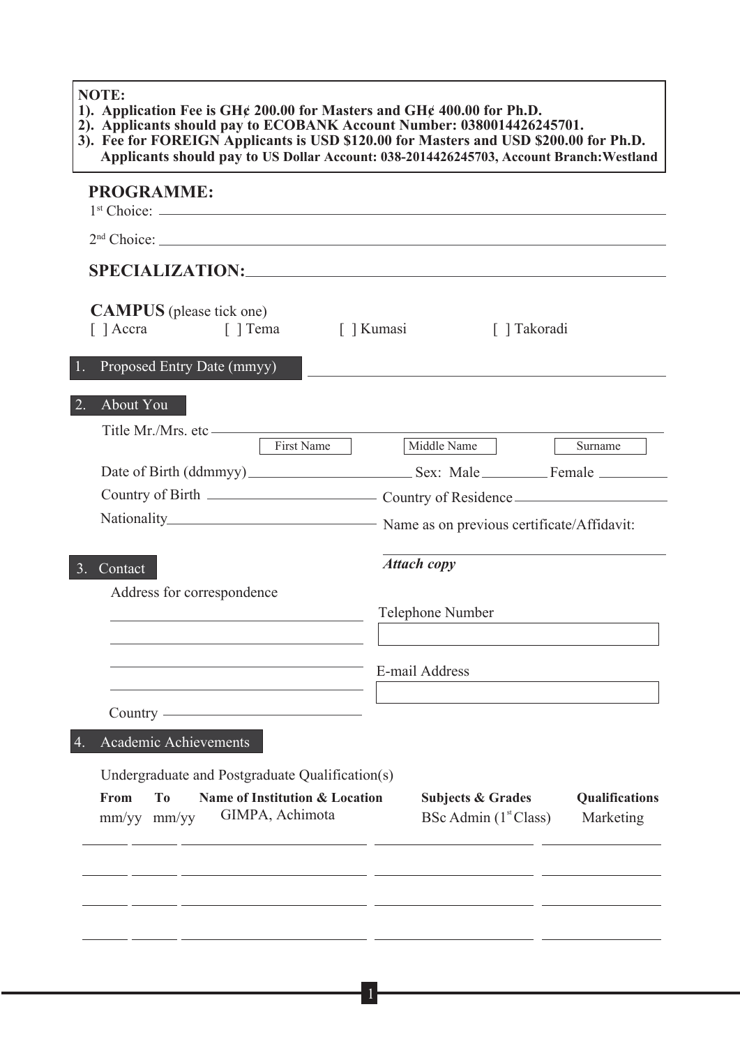**NOTE:**
1). Application Fee is GH¢ 200.00 for Masters and GH¢ 400.00 for Ph.D.
2). Applicants should pay to ECOBANK Account Number: 0380014426245701.
3). Fee for FOREIGN Applicants is USD $120.00 for Masters and USD $200.00 for Ph.D. Applicants should pay to US Dollar Account: 038-2014426245703, Account Branch:Westland

## PROGRAMME:

1st Choice: ______________________

2nd Choice: ______________________

## SPECIALIZATION: ______________________

**CAMPUS** (please tick one)

[ ] Accra [ ] Tema [ ] Kumasi [ ] Takoradi

## 1. Proposed Entry Date (mmyy) ______________________

## 2. About You

Title Mr./Mrs. etc ______________________

First Name | Middle Name | Surname

Date of Birth (ddmmyy) ______________ Sex: Male ________ Female ________

Country of Birth ______________ Country of Residence ______________

Nationality ______________ Name as on previous certificate/Affidavit: ______________

*Attach copy*

## 3. Contact

Address for correspondence

______________________

______________________

______________________

______________________

Country ______________________

Telephone Number

E-mail Address

## 4. Academic Achievements

Undergraduate and Postgraduate Qualification(s)

| From mm/yy | To mm/yy | Name of Institution & Location | Subjects & Grades | Qualifications |
|---|---|---|---|---|
| | | GIMPA, Achimota | BSc Admin (1st Class) | Marketing |
| | | | | |
| | | | | |
| | | | | |
| | | | | |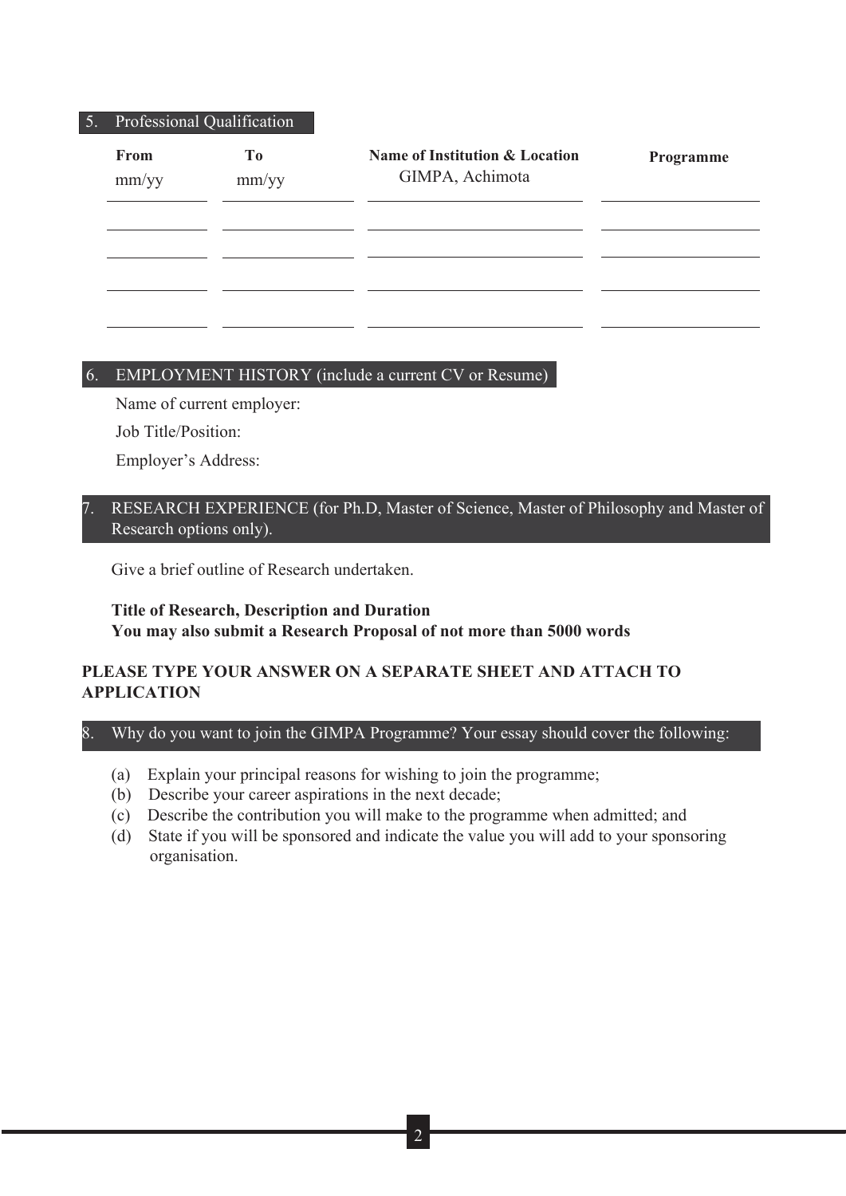## 5. Professional Qualification

| From mm/yy | To mm/yy | Name of Institution & Location GIMPA, Achimota | Programme |
|---|---|---|---|
| | | | |
| | | | |
| | | | |
| | | | |
| | | | |

## 6. EMPLOYMENT HISTORY (include a current CV or Resume)

Name of current employer:

Job Title/Position:

Employer's Address:

## 7. RESEARCH EXPERIENCE (for Ph.D, Master of Science, Master of Philosophy and Master of Research options only).

Give a brief outline of Research undertaken.

**Title of Research, Description and Duration**
**You may also submit a Research Proposal of not more than 5000 words**

**PLEASE TYPE YOUR ANSWER ON A SEPARATE SHEET AND ATTACH TO APPLICATION**

## 8. Why do you want to join the GIMPA Programme? Your essay should cover the following:

(a) Explain your principal reasons for wishing to join the programme;
(b) Describe your career aspirations in the next decade;
(c) Describe the contribution you will make to the programme when admitted; and
(d) State if you will be sponsored and indicate the value you will add to your sponsoring organisation.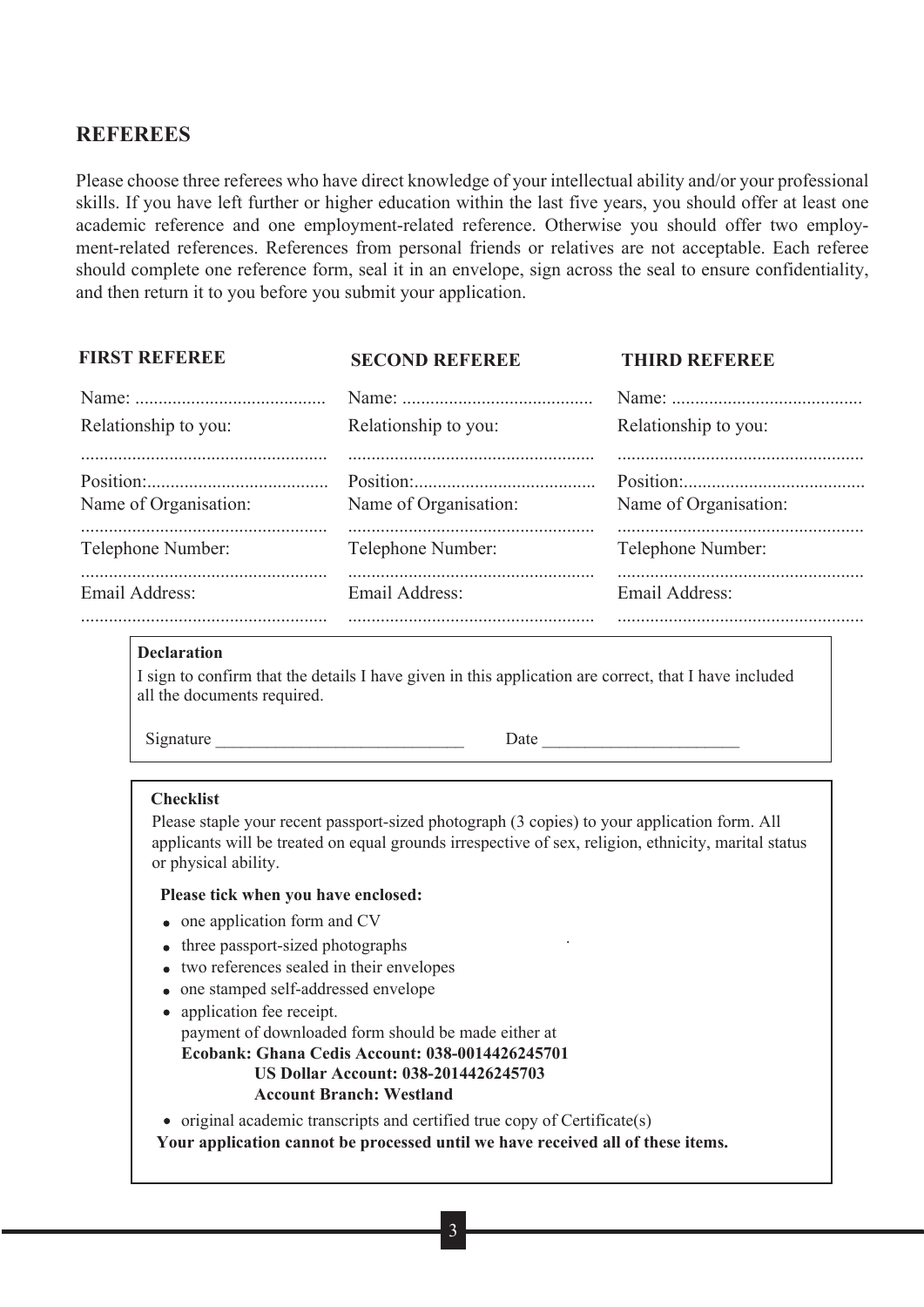## REFEREES

Please choose three referees who have direct knowledge of your intellectual ability and/or your professional skills. If you have left further or higher education within the last five years, you should offer at least one academic reference and one employment-related reference. Otherwise you should offer two employment-related references. References from personal friends or relatives are not acceptable. Each referee should complete one reference form, seal it in an envelope, sign across the seal to ensure confidentiality, and then return it to you before you submit your application.

| FIRST REFEREE | SECOND REFEREE | THIRD REFEREE |
|---|---|---|
| Name: ......................................... | Name: ......................................... | Name: ......................................... |
| Relationship to you: | Relationship to you: | Relationship to you: |
| ..................................................... | ..................................................... | ..................................................... |
| Position:....................................... | Position:....................................... | Position:....................................... |
| Name of Organisation: | Name of Organisation: | Name of Organisation: |
| ..................................................... | ..................................................... | ..................................................... |
| Telephone Number: | Telephone Number: | Telephone Number: |
| ..................................................... | ..................................................... | ..................................................... |
| Email Address: | Email Address: | Email Address: |
| ..................................................... | ..................................................... | ..................................................... |

**Declaration**

I sign to confirm that the details I have given in this application are correct, that I have included all the documents required.

Signature ____________________________ Date ______________________

**Checklist**

Please staple your recent passport-sized photograph (3 copies) to your application form. All applicants will be treated on equal grounds irrespective of sex, religion, ethnicity, marital status or physical ability.

**Please tick when you have enclosed:**

- one application form and CV
- three passport-sized photographs
- two references sealed in their envelopes
- one stamped self-addressed envelope
- application fee receipt.
  payment of downloaded form should be made either at
  **Ecobank: Ghana Cedis Account: 038-0014426245701**
  **US Dollar Account: 038-2014426245703**
  **Account Branch: Westland**
- original academic transcripts and certified true copy of Certificate(s)

**Your application cannot be processed until we have received all of these items.**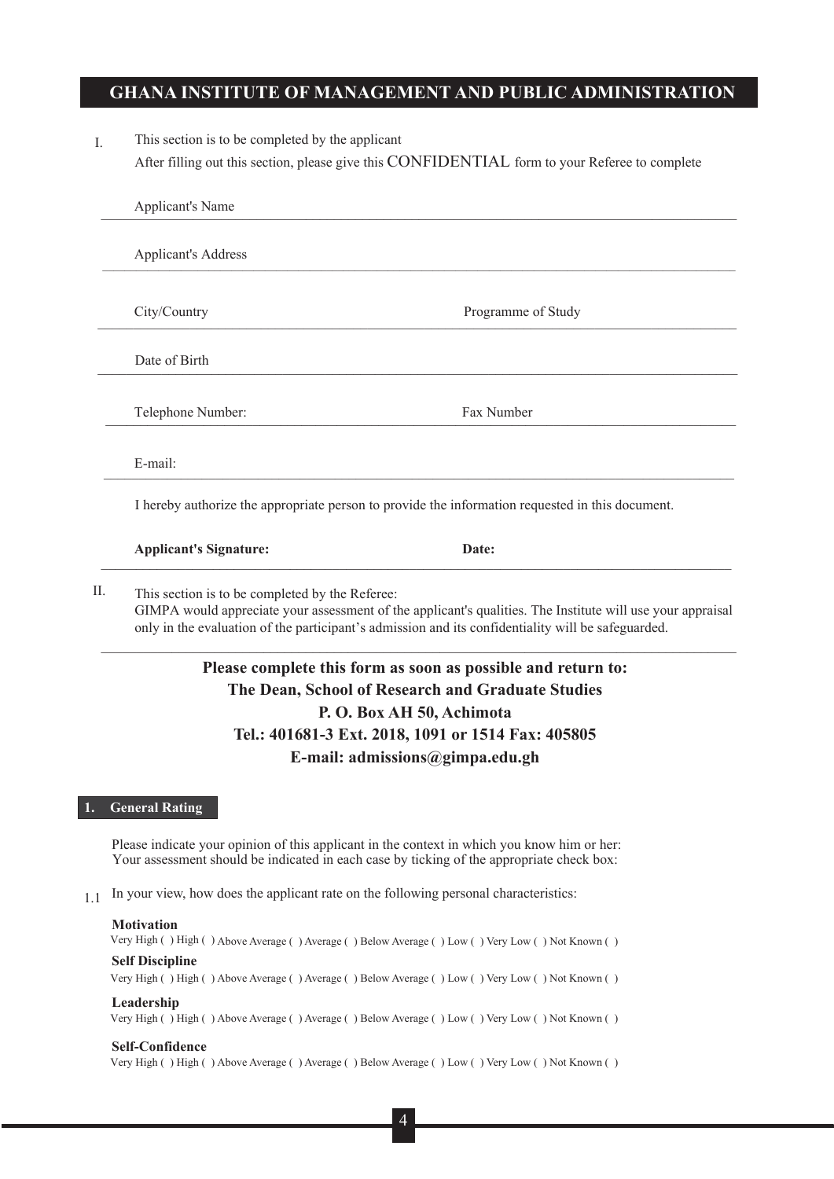# GHANA INSTITUTE OF MANAGEMENT AND PUBLIC ADMINISTRATION

I. This section is to be completed by the applicant

After filling out this section, please give this CONFIDENTIAL form to your Referee to complete

Applicant's Name

Applicant's Address

City/Country　　　　　　　　　　　　Programme of Study

Date of Birth

Telephone Number:　　　　　　　　　　Fax Number

E-mail:

I hereby authorize the appropriate person to provide the information requested in this document.

**Applicant's Signature:**　　　　　　　　　　**Date:**

II. This section is to be completed by the Referee:

GIMPA would appreciate your assessment of the applicant's qualities. The Institute will use your appraisal only in the evaluation of the participant's admission and its confidentiality will be safeguarded.

**Please complete this form as soon as possible and return to:**
**The Dean, School of Research and Graduate Studies**
**P. O. Box AH 50, Achimota**
**Tel.: 401681-3 Ext. 2018, 1091 or 1514 Fax: 405805**
**E-mail: admissions@gimpa.edu.gh**

## 1. General Rating

Please indicate your opinion of this applicant in the context in which you know him or her:
Your assessment should be indicated in each case by ticking of the appropriate check box:

1.1 In your view, how does the applicant rate on the following personal characteristics:

**Motivation**
Very High ( ) High ( ) Above Average ( ) Average ( ) Below Average ( ) Low ( ) Very Low ( ) Not Known ( )

**Self Discipline**
Very High ( ) High ( ) Above Average ( ) Average ( ) Below Average ( ) Low ( ) Very Low ( ) Not Known ( )

**Leadership**
Very High ( ) High ( ) Above Average ( ) Average ( ) Below Average ( ) Low ( ) Very Low ( ) Not Known ( )

**Self-Confidence**
Very High ( ) High ( ) Above Average ( ) Average ( ) Below Average ( ) Low ( ) Very Low ( ) Not Known ( )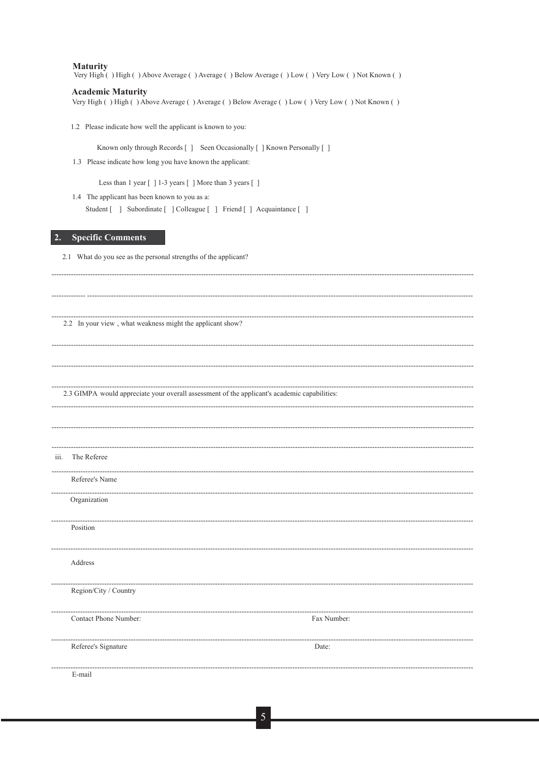**Maturity**

Very High ( ) High ( ) Above Average ( ) Average ( ) Below Average ( ) Low ( ) Very Low ( ) Not Known ( )

**Academic Maturity**

Very High ( ) High ( ) Above Average ( ) Average ( ) Below Average ( ) Low ( ) Very Low ( ) Not Known ( )

1.2 Please indicate how well the applicant is known to you:

Known only through Records [ ] Seen Occasionally [ ] Known Personally [ ]

1.3 Please indicate how long you have known the applicant:

Less than 1 year [ ] 1-3 years [ ] More than 3 years [ ]

1.4 The applicant has been known to you as a:

Student [ ] Subordinate [ ] Colleague [ ] Friend [ ] Acquaintance [ ]

## 2. Specific Comments

2.1 What do you see as the personal strengths of the applicant?

---

---

---

2.2 In your view , what weakness might the applicant show?

---

---

---

2.3 GIMPA would appreciate your overall assessment of the applicant's academic capabilities:

---

---

---

iii. The Referee

---

Referee's Name

---

Organization

---

Position

---

Address

---

Region/City / Country

---

Contact Phone Number: Fax Number:

---

Referee's Signature Date:

---

E-mail